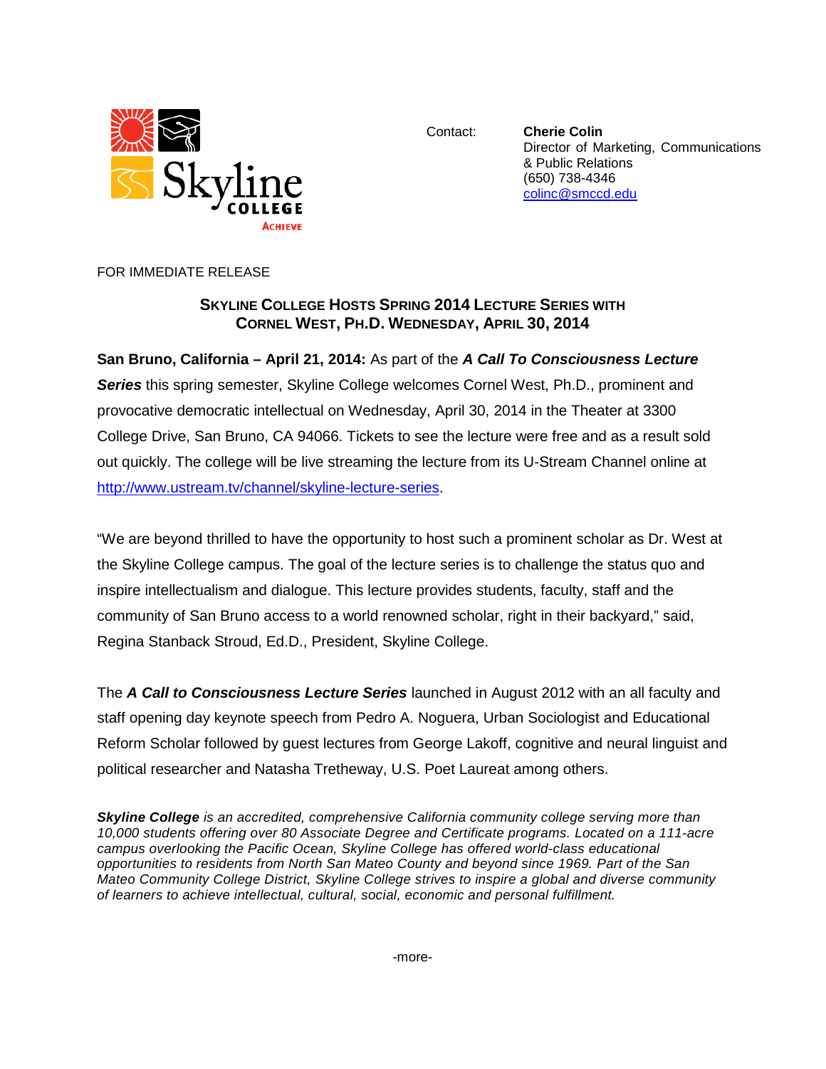Skyline COLLEGE ACHIEVE

Contact: **Cherie Colin**
Director of Marketing, Communications & Public Relations
(650) 738-4346
colinc@smccd.edu

FOR IMMEDIATE RELEASE

## SKYLINE COLLEGE HOSTS SPRING 2014 LECTURE SERIES WITH CORNEL WEST, PH.D. WEDNESDAY, APRIL 30, 2014

**San Bruno, California – April 21, 2014:** As part of the ***A Call To Consciousness Lecture Series*** this spring semester, Skyline College welcomes Cornel West, Ph.D., prominent and provocative democratic intellectual on Wednesday, April 30, 2014 in the Theater at 3300 College Drive, San Bruno, CA 94066. Tickets to see the lecture were free and as a result sold out quickly. The college will be live streaming the lecture from its U-Stream Channel online at http://www.ustream.tv/channel/skyline-lecture-series.

"We are beyond thrilled to have the opportunity to host such a prominent scholar as Dr. West at the Skyline College campus. The goal of the lecture series is to challenge the status quo and inspire intellectualism and dialogue. This lecture provides students, faculty, staff and the community of San Bruno access to a world renowned scholar, right in their backyard," said, Regina Stanback Stroud, Ed.D., President, Skyline College.

The ***A Call to Consciousness Lecture Series*** launched in August 2012 with an all faculty and staff opening day keynote speech from Pedro A. Noguera, Urban Sociologist and Educational Reform Scholar followed by guest lectures from George Lakoff, cognitive and neural linguist and political researcher and Natasha Tretheway, U.S. Poet Laureat among others.

***Skyline College*** *is an accredited, comprehensive California community college serving more than 10,000 students offering over 80 Associate Degree and Certificate programs. Located on a 111-acre campus overlooking the Pacific Ocean, Skyline College has offered world-class educational opportunities to residents from North San Mateo County and beyond since 1969. Part of the San Mateo Community College District, Skyline College strives to inspire a global and diverse community of learners to achieve intellectual, cultural, social, economic and personal fulfillment.*

-more-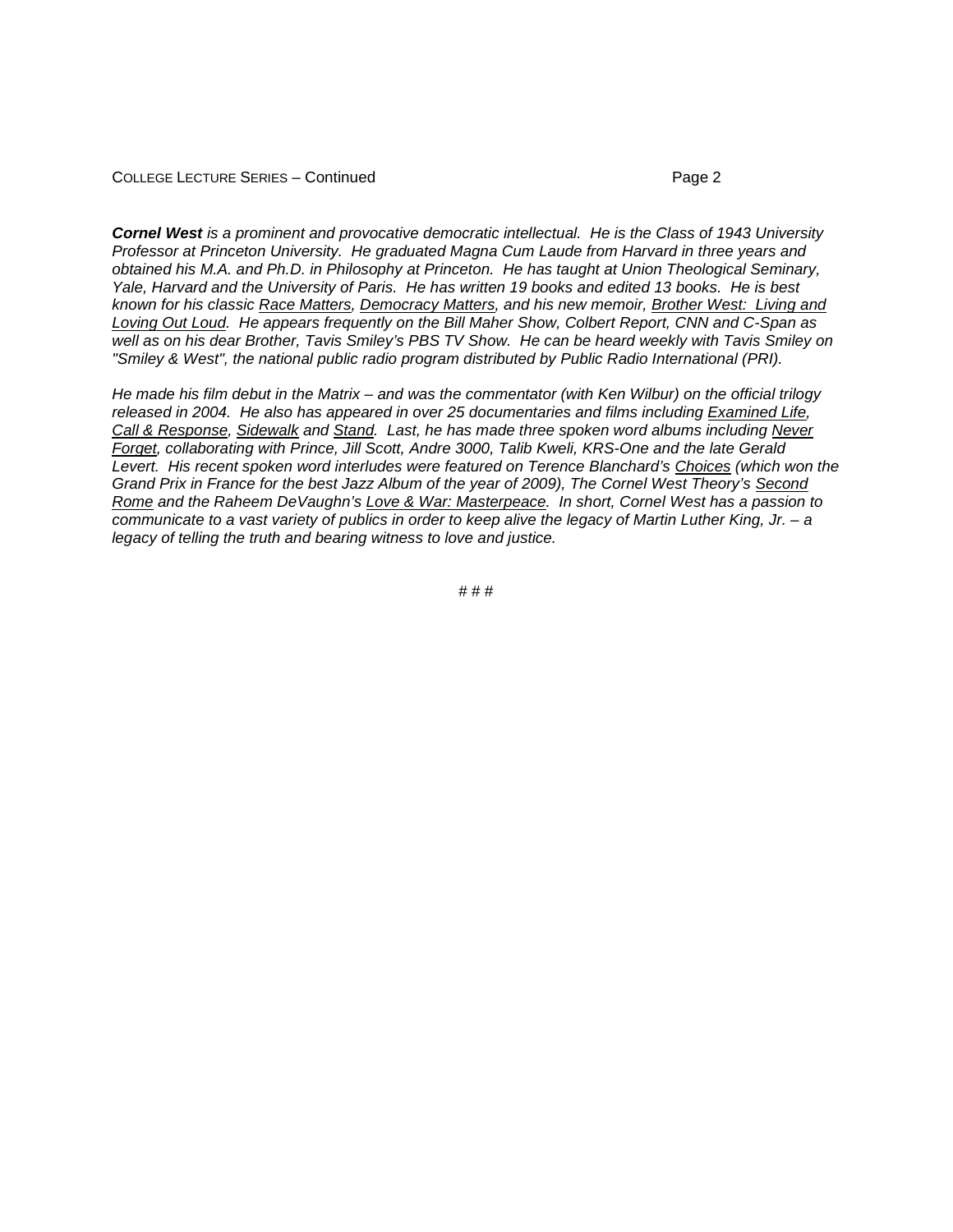***Cornel West*** *is a prominent and provocative democratic intellectual. He is the Class of 1943 University Professor at Princeton University. He graduated Magna Cum Laude from Harvard in three years and obtained his M.A. and Ph.D. in Philosophy at Princeton. He has taught at Union Theological Seminary, Yale, Harvard and the University of Paris. He has written 19 books and edited 13 books. He is best known for his classic <u>Race Matters</u>, <u>Democracy Matters</u>, and his new memoir, <u>Brother West: Living and Loving Out Loud</u>. He appears frequently on the Bill Maher Show, Colbert Report, CNN and C-Span as well as on his dear Brother, Tavis Smiley's PBS TV Show. He can be heard weekly with Tavis Smiley on "Smiley & West", the national public radio program distributed by Public Radio International (PRI).*

*He made his film debut in the Matrix – and was the commentator (with Ken Wilbur) on the official trilogy released in 2004. He also has appeared in over 25 documentaries and films including <u>Examined Life</u>, <u>Call & Response</u>, <u>Sidewalk</u> and <u>Stand</u>. Last, he has made three spoken word albums including <u>Never Forget</u>, collaborating with Prince, Jill Scott, Andre 3000, Talib Kweli, KRS-One and the late Gerald Levert. His recent spoken word interludes were featured on Terence Blanchard's <u>Choices</u> (which won the Grand Prix in France for the best Jazz Album of the year of 2009), The Cornel West Theory's <u>Second Rome</u> and the Raheem DeVaughn's <u>Love & War: Masterpeace</u>. In short, Cornel West has a passion to communicate to a vast variety of publics in order to keep alive the legacy of Martin Luther King, Jr. – a legacy of telling the truth and bearing witness to love and justice.*

# # #